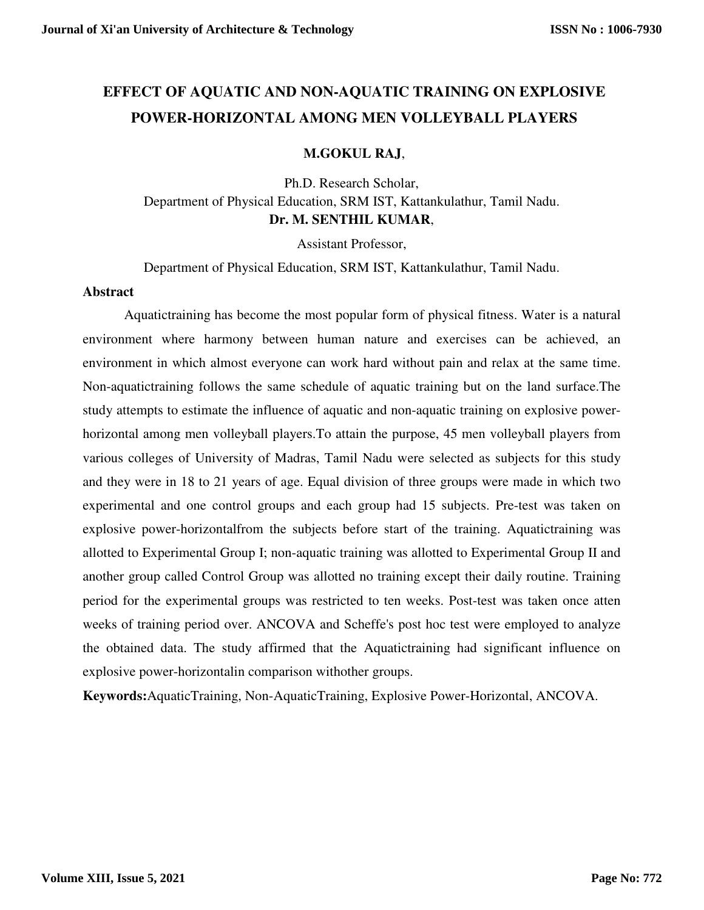# EFFECT OF AQUATIC AND NON-AQUATIC TRAINING ON EXPLOSIVE POWER-HORIZONTAL AMONG MEN VOLLEYBALL PLAYERS

**M.GOKUL RAJ**,

Ph.D. Research Scholar,
Department of Physical Education, SRM IST, Kattankulathur, Tamil Nadu.

**Dr. M. SENTHIL KUMAR**,

Assistant Professor,

Department of Physical Education, SRM IST, Kattankulathur, Tamil Nadu.

## Abstract

Aquatictraining has become the most popular form of physical fitness. Water is a natural environment where harmony between human nature and exercises can be achieved, an environment in which almost everyone can work hard without pain and relax at the same time. Non-aquatictraining follows the same schedule of aquatic training but on the land surface.The study attempts to estimate the influence of aquatic and non-aquatic training on explosive power-horizontal among men volleyball players.To attain the purpose, 45 men volleyball players from various colleges of University of Madras, Tamil Nadu were selected as subjects for this study and they were in 18 to 21 years of age. Equal division of three groups were made in which two experimental and one control groups and each group had 15 subjects. Pre-test was taken on explosive power-horizontalfrom the subjects before start of the training. Aquatictraining was allotted to Experimental Group I; non-aquatic training was allotted to Experimental Group II and another group called Control Group was allotted no training except their daily routine. Training period for the experimental groups was restricted to ten weeks. Post-test was taken once atten weeks of training period over. ANCOVA and Scheffe's post hoc test were employed to analyze the obtained data. The study affirmed that the Aquatictraining had significant influence on explosive power-horizontalin comparison withother groups.

**Keywords:**AquaticTraining, Non-AquaticTraining, Explosive Power-Horizontal, ANCOVA.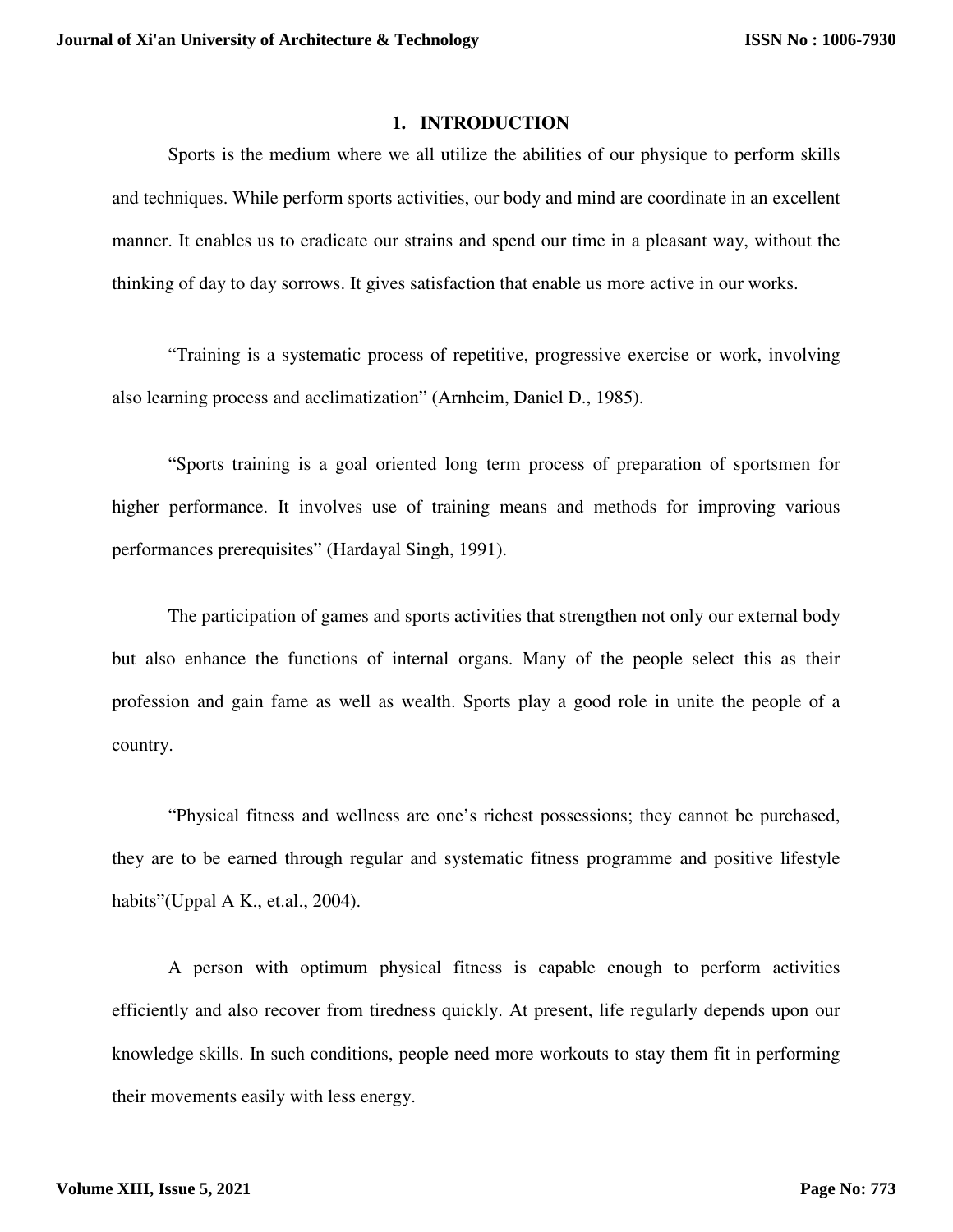# 1. INTRODUCTION

Sports is the medium where we all utilize the abilities of our physique to perform skills and techniques. While perform sports activities, our body and mind are coordinate in an excellent manner. It enables us to eradicate our strains and spend our time in a pleasant way, without the thinking of day to day sorrows. It gives satisfaction that enable us more active in our works.

"Training is a systematic process of repetitive, progressive exercise or work, involving also learning process and acclimatization" (Arnheim, Daniel D., 1985).

"Sports training is a goal oriented long term process of preparation of sportsmen for higher performance. It involves use of training means and methods for improving various performances prerequisites" (Hardayal Singh, 1991).

The participation of games and sports activities that strengthen not only our external body but also enhance the functions of internal organs. Many of the people select this as their profession and gain fame as well as wealth. Sports play a good role in unite the people of a country.

"Physical fitness and wellness are one's richest possessions; they cannot be purchased, they are to be earned through regular and systematic fitness programme and positive lifestyle habits"(Uppal A K., et.al., 2004).

A person with optimum physical fitness is capable enough to perform activities efficiently and also recover from tiredness quickly. At present, life regularly depends upon our knowledge skills. In such conditions, people need more workouts to stay them fit in performing their movements easily with less energy.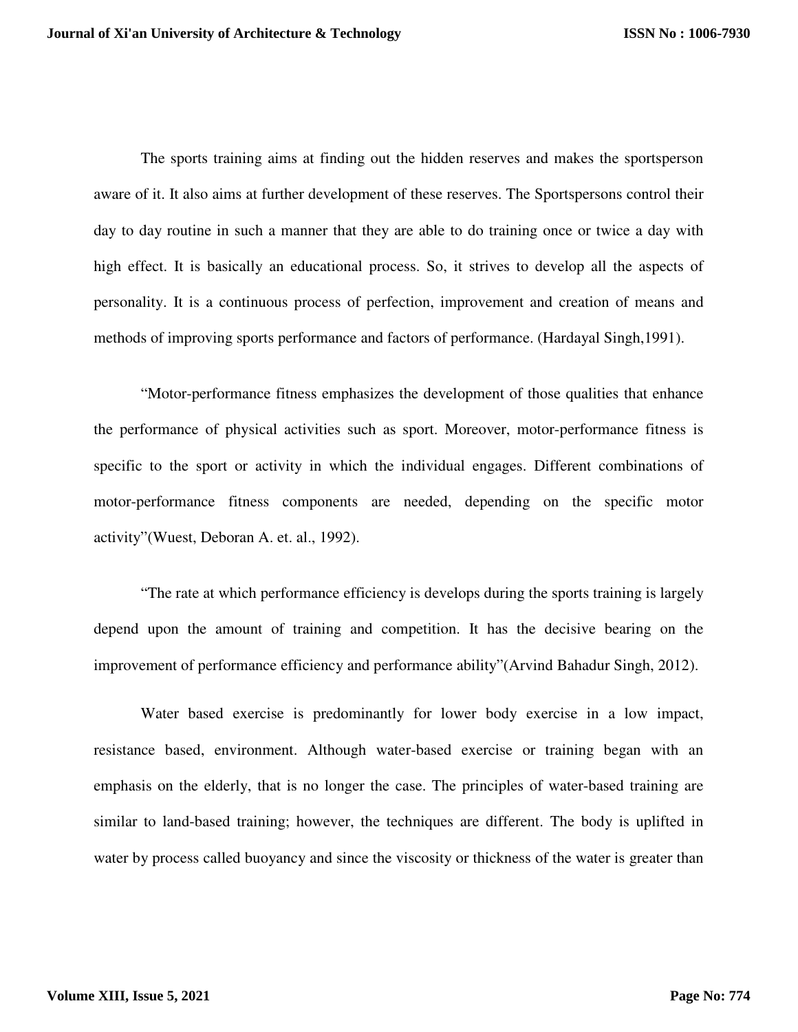The sports training aims at finding out the hidden reserves and makes the sportsperson aware of it. It also aims at further development of these reserves. The Sportspersons control their day to day routine in such a manner that they are able to do training once or twice a day with high effect. It is basically an educational process. So, it strives to develop all the aspects of personality. It is a continuous process of perfection, improvement and creation of means and methods of improving sports performance and factors of performance. (Hardayal Singh,1991).

"Motor-performance fitness emphasizes the development of those qualities that enhance the performance of physical activities such as sport. Moreover, motor-performance fitness is specific to the sport or activity in which the individual engages. Different combinations of motor-performance fitness components are needed, depending on the specific motor activity"(Wuest, Deboran A. et. al., 1992).

"The rate at which performance efficiency is develops during the sports training is largely depend upon the amount of training and competition. It has the decisive bearing on the improvement of performance efficiency and performance ability"(Arvind Bahadur Singh, 2012).

Water based exercise is predominantly for lower body exercise in a low impact, resistance based, environment. Although water-based exercise or training began with an emphasis on the elderly, that is no longer the case. The principles of water-based training are similar to land-based training; however, the techniques are different. The body is uplifted in water by process called buoyancy and since the viscosity or thickness of the water is greater than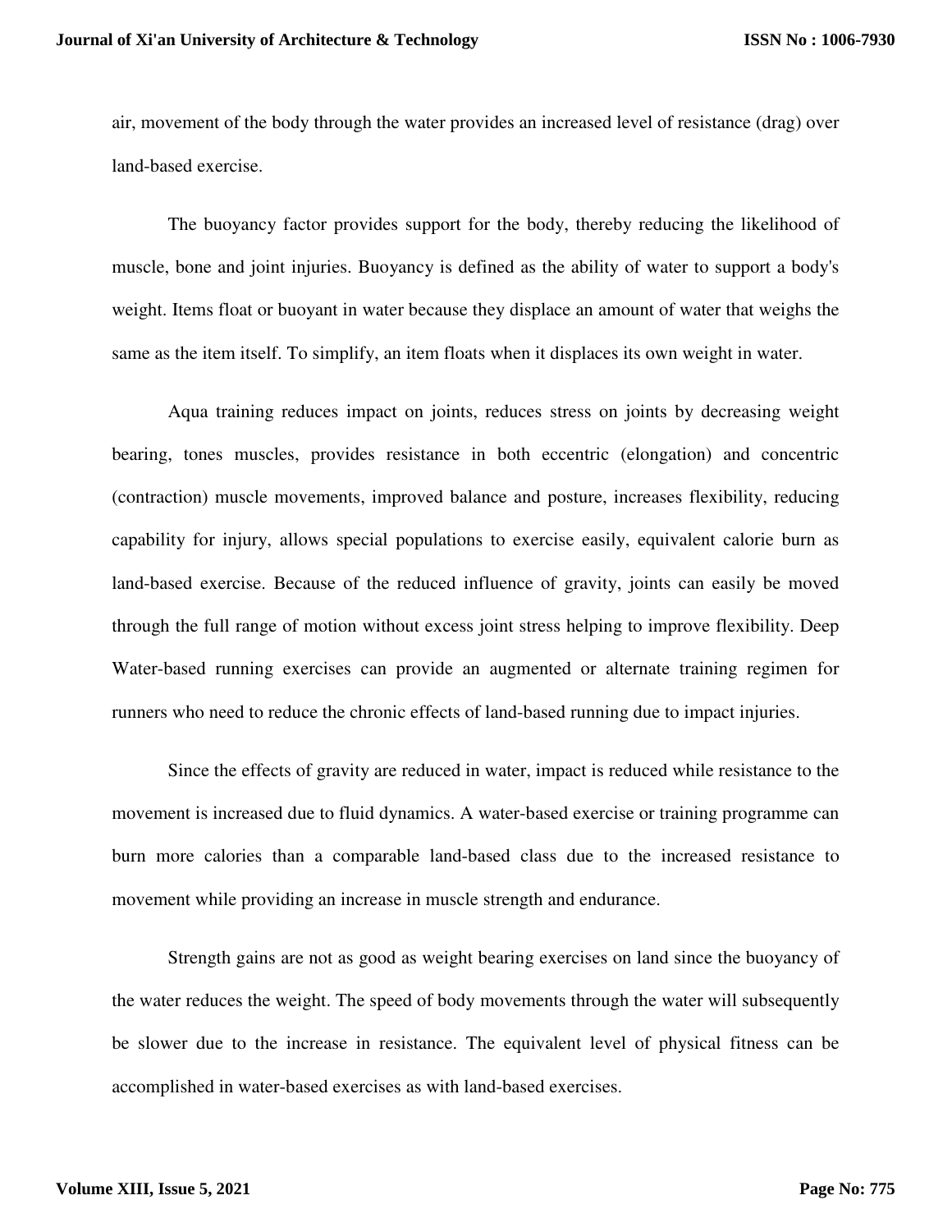air, movement of the body through the water provides an increased level of resistance (drag) over land-based exercise.

The buoyancy factor provides support for the body, thereby reducing the likelihood of muscle, bone and joint injuries. Buoyancy is defined as the ability of water to support a body's weight. Items float or buoyant in water because they displace an amount of water that weighs the same as the item itself. To simplify, an item floats when it displaces its own weight in water.

Aqua training reduces impact on joints, reduces stress on joints by decreasing weight bearing, tones muscles, provides resistance in both eccentric (elongation) and concentric (contraction) muscle movements, improved balance and posture, increases flexibility, reducing capability for injury, allows special populations to exercise easily, equivalent calorie burn as land-based exercise. Because of the reduced influence of gravity, joints can easily be moved through the full range of motion without excess joint stress helping to improve flexibility. Deep Water-based running exercises can provide an augmented or alternate training regimen for runners who need to reduce the chronic effects of land-based running due to impact injuries.

Since the effects of gravity are reduced in water, impact is reduced while resistance to the movement is increased due to fluid dynamics. A water-based exercise or training programme can burn more calories than a comparable land-based class due to the increased resistance to movement while providing an increase in muscle strength and endurance.

Strength gains are not as good as weight bearing exercises on land since the buoyancy of the water reduces the weight. The speed of body movements through the water will subsequently be slower due to the increase in resistance. The equivalent level of physical fitness can be accomplished in water-based exercises as with land-based exercises.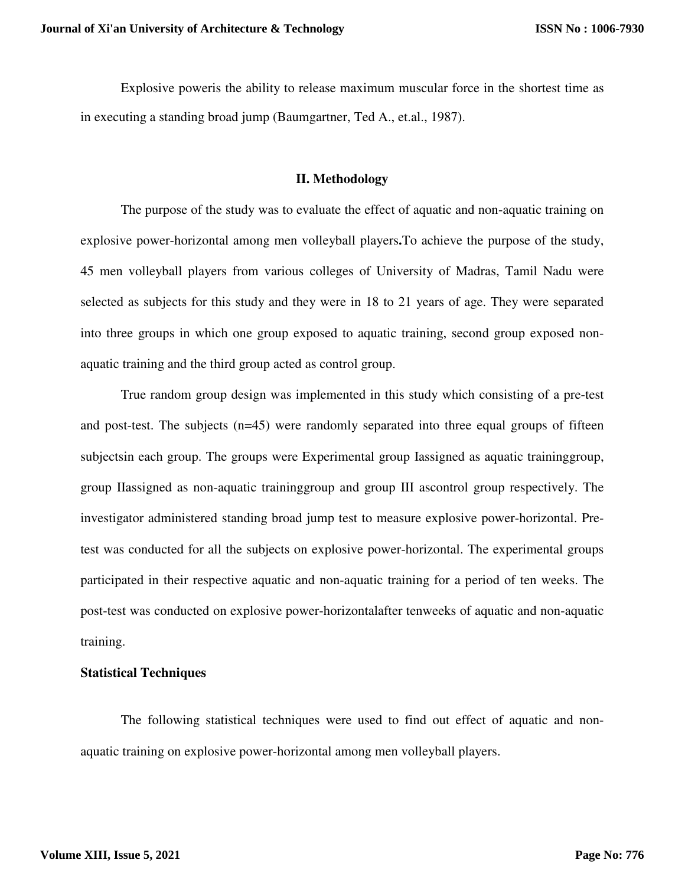Explosive poweris the ability to release maximum muscular force in the shortest time as in executing a standing broad jump (Baumgartner, Ted A., et.al., 1987).

## II. Methodology

The purpose of the study was to evaluate the effect of aquatic and non-aquatic training on explosive power-horizontal among men volleyball players**.**To achieve the purpose of the study, 45 men volleyball players from various colleges of University of Madras, Tamil Nadu were selected as subjects for this study and they were in 18 to 21 years of age. They were separated into three groups in which one group exposed to aquatic training, second group exposed non-aquatic training and the third group acted as control group.

True random group design was implemented in this study which consisting of a pre-test and post-test. The subjects (n=45) were randomly separated into three equal groups of fifteen subjectsin each group. The groups were Experimental group Iassigned as aquatic traininggroup, group IIassigned as non-aquatic traininggroup and group III ascontrol group respectively. The investigator administered standing broad jump test to measure explosive power-horizontal. Pre-test was conducted for all the subjects on explosive power-horizontal. The experimental groups participated in their respective aquatic and non-aquatic training for a period of ten weeks. The post-test was conducted on explosive power-horizontalafter tenweeks of aquatic and non-aquatic training.

**Statistical Techniques**

The following statistical techniques were used to find out effect of aquatic and non-aquatic training on explosive power-horizontal among men volleyball players.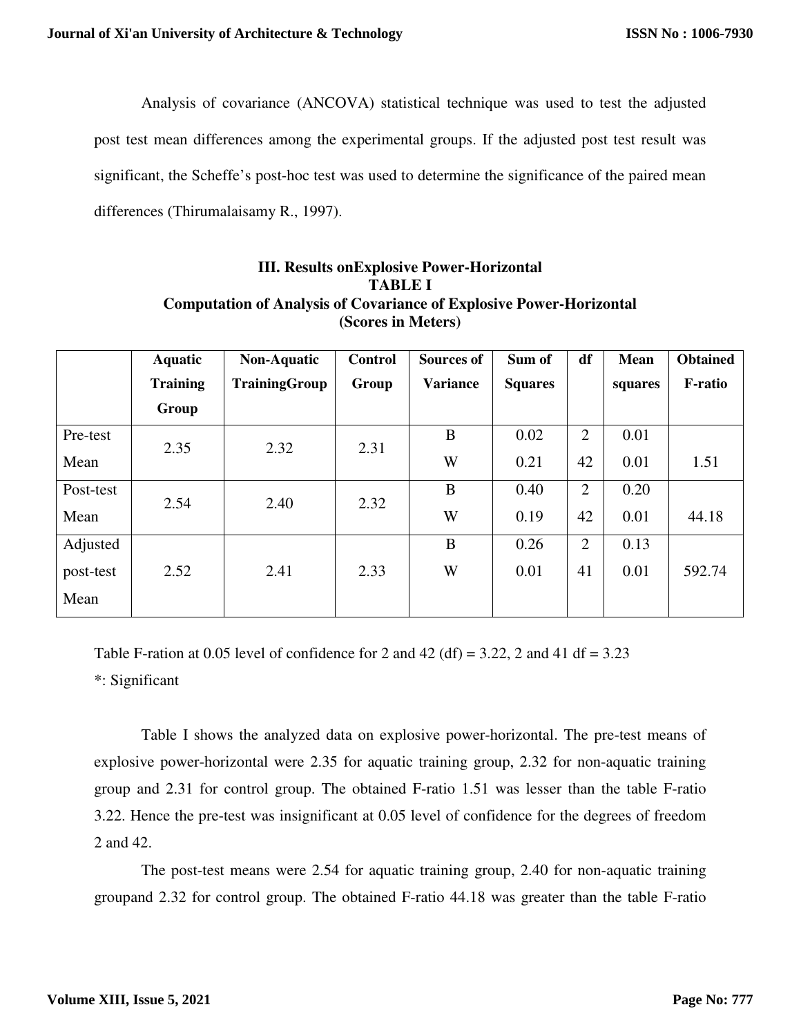Analysis of covariance (ANCOVA) statistical technique was used to test the adjusted post test mean differences among the experimental groups. If the adjusted post test result was significant, the Scheffe's post-hoc test was used to determine the significance of the paired mean differences (Thirumalaisamy R., 1997).

### III. Results onExplosive Power-Horizontal

**TABLE I**

**Computation of Analysis of Covariance of Explosive Power-Horizontal (Scores in Meters)**

| | Aquatic Training Group | Non-Aquatic TrainingGroup | Control Group | Sources of Variance | Sum of Squares | df | Mean squares | Obtained F-ratio |
|---|---|---|---|---|---|---|---|---|
| Pre-test Mean | 2.35 | 2.32 | 2.31 | B<br>W | 0.02<br>0.21 | 2<br>42 | 0.01<br>0.01 | 1.51 |
| Post-test Mean | 2.54 | 2.40 | 2.32 | B<br>W | 0.40<br>0.19 | 2<br>42 | 0.20<br>0.01 | 44.18 |
| Adjusted post-test Mean | 2.52 | 2.41 | 2.33 | B<br>W | 0.26<br>0.01 | 2<br>41 | 0.13<br>0.01 | 592.74 |

Table F-ration at 0.05 level of confidence for 2 and 42 (df) = 3.22, 2 and 41 df = 3.23

*: Significant

Table I shows the analyzed data on explosive power-horizontal. The pre-test means of explosive power-horizontal were 2.35 for aquatic training group, 2.32 for non-aquatic training group and 2.31 for control group. The obtained F-ratio 1.51 was lesser than the table F-ratio 3.22. Hence the pre-test was insignificant at 0.05 level of confidence for the degrees of freedom 2 and 42.

The post-test means were 2.54 for aquatic training group, 2.40 for non-aquatic training groupand 2.32 for control group. The obtained F-ratio 44.18 was greater than the table F-ratio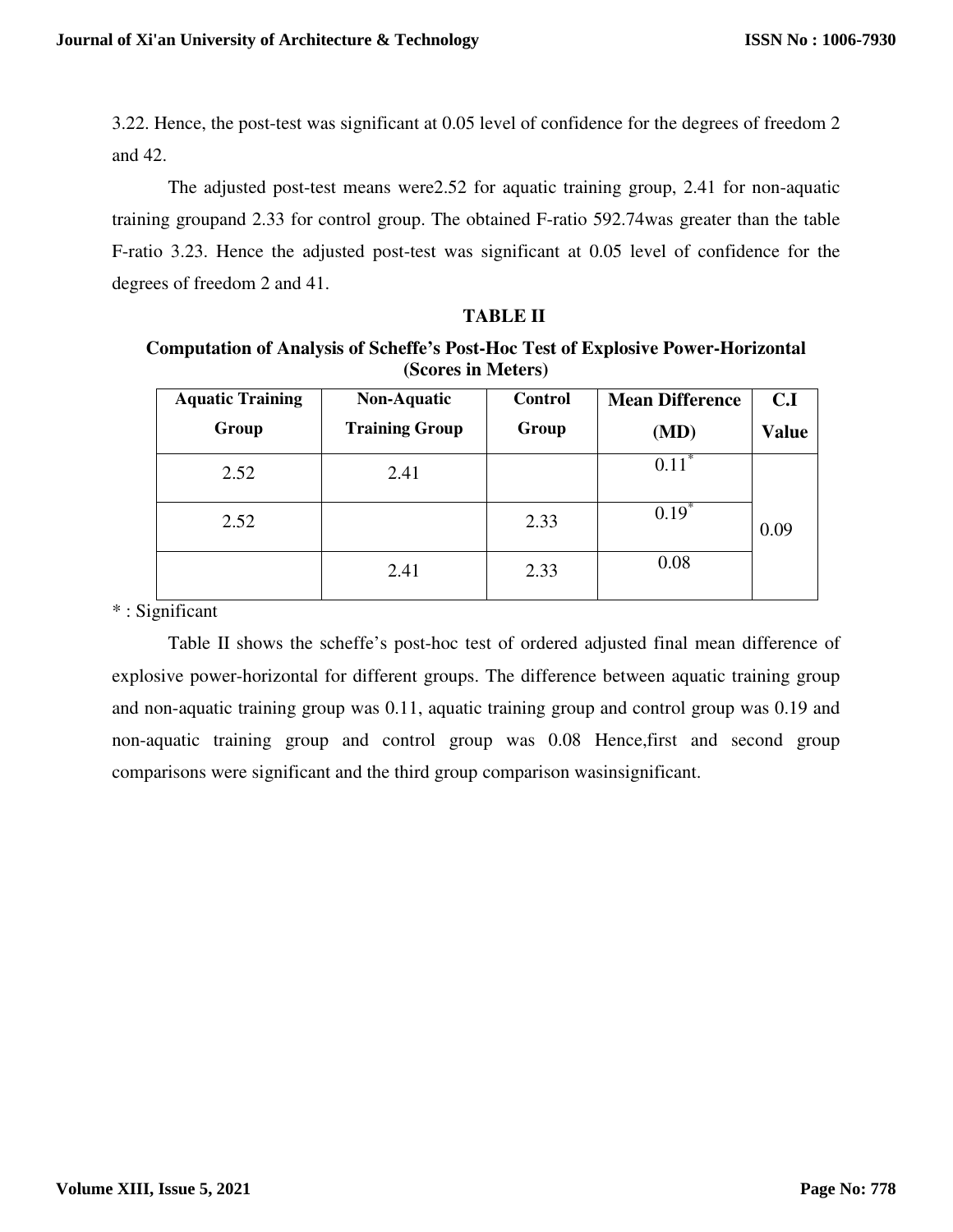3.22. Hence, the post-test was significant at 0.05 level of confidence for the degrees of freedom 2 and 42.

The adjusted post-test means were2.52 for aquatic training group, 2.41 for non-aquatic training groupand 2.33 for control group. The obtained F-ratio 592.74was greater than the table F-ratio 3.23. Hence the adjusted post-test was significant at 0.05 level of confidence for the degrees of freedom 2 and 41.

**TABLE II**

**Computation of Analysis of Scheffe's Post-Hoc Test of Explosive Power-Horizontal (Scores in Meters)**

| Aquatic Training Group | Non-Aquatic Training Group | Control Group | Mean Difference (MD) | C.I Value |
|---|---|---|---|---|
| 2.52 | 2.41 | | 0.11* | 0.09 |
| 2.52 | | 2.33 | 0.19* | |
| | 2.41 | 2.33 | 0.08 | |

* : Significant

Table II shows the scheffe's post-hoc test of ordered adjusted final mean difference of explosive power-horizontal for different groups. The difference between aquatic training group and non-aquatic training group was 0.11, aquatic training group and control group was 0.19 and non-aquatic training group and control group was 0.08 Hence,first and second group comparisons were significant and the third group comparison wasinsignificant.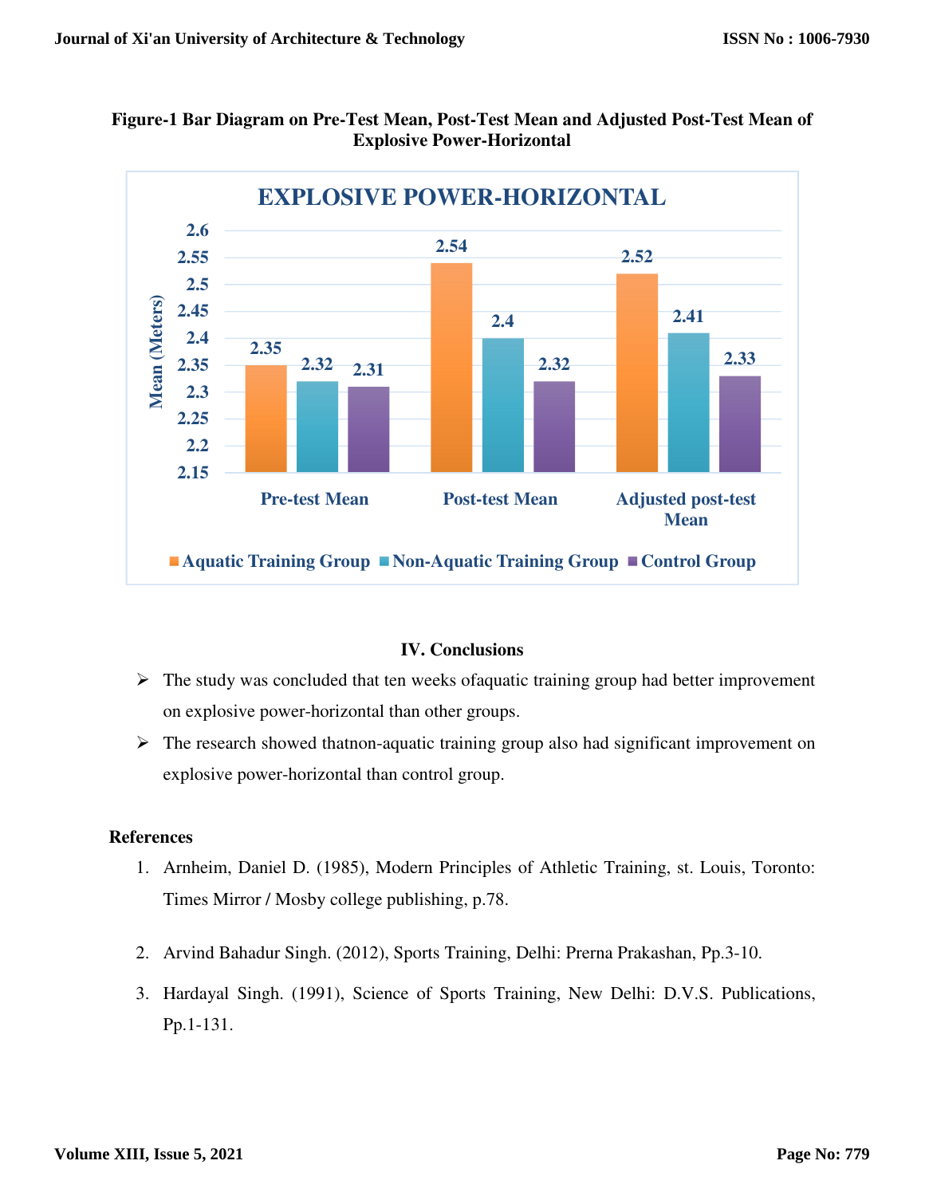**Figure-1 Bar Diagram on Pre-Test Mean, Post-Test Mean and Adjusted Post-Test Mean of Explosive Power-Horizontal**

| | Aquatic Training Group | Non-Aquatic Training Group | Control Group |
|---|---|---|---|
| Pre-test Mean | 2.35 | 2.32 | 2.31 |
| Post-test Mean | 2.54 | 2.4 | 2.32 |
| Adjusted post-test Mean | 2.52 | 2.41 | 2.33 |

## IV. Conclusions

- The study was concluded that ten weeks ofaquatic training group had better improvement on explosive power-horizontal than other groups.
- The research showed thatnon-aquatic training group also had significant improvement on explosive power-horizontal than control group.

## References

1. Arnheim, Daniel D. (1985), Modern Principles of Athletic Training, st. Louis, Toronto: Times Mirror / Mosby college publishing, p.78.
2. Arvind Bahadur Singh. (2012), Sports Training, Delhi: Prerna Prakashan, Pp.3-10.
3. Hardayal Singh. (1991), Science of Sports Training, New Delhi: D.V.S. Publications, Pp.1-131.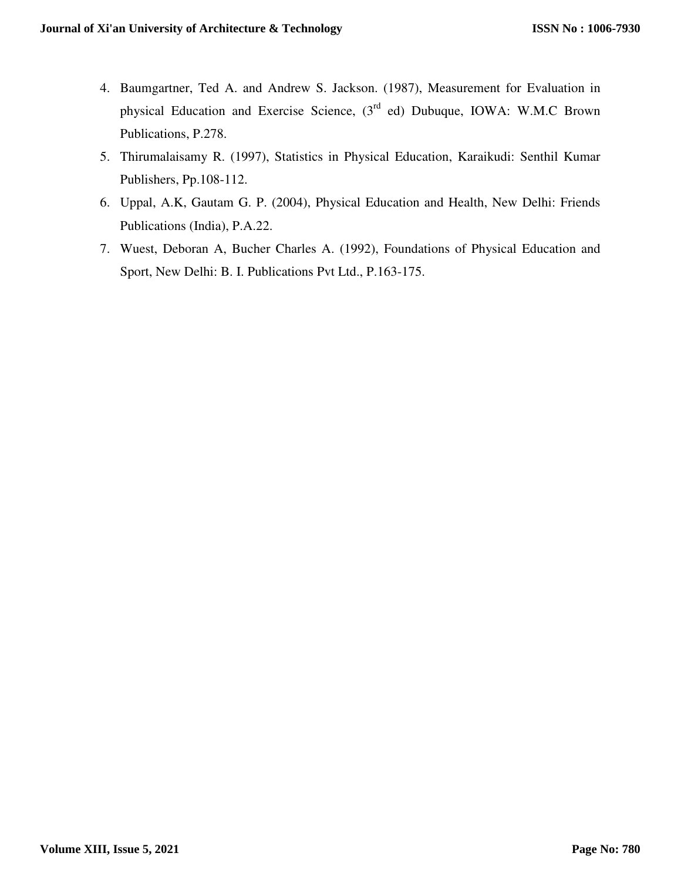4. Baumgartner, Ted A. and Andrew S. Jackson. (1987), Measurement for Evaluation in physical Education and Exercise Science, (3rd ed) Dubuque, IOWA: W.M.C Brown Publications, P.278.
5. Thirumalaisamy R. (1997), Statistics in Physical Education, Karaikudi: Senthil Kumar Publishers, Pp.108-112.
6. Uppal, A.K, Gautam G. P. (2004), Physical Education and Health, New Delhi: Friends Publications (India), P.A.22.
7. Wuest, Deboran A, Bucher Charles A. (1992), Foundations of Physical Education and Sport, New Delhi: B. I. Publications Pvt Ltd., P.163-175.